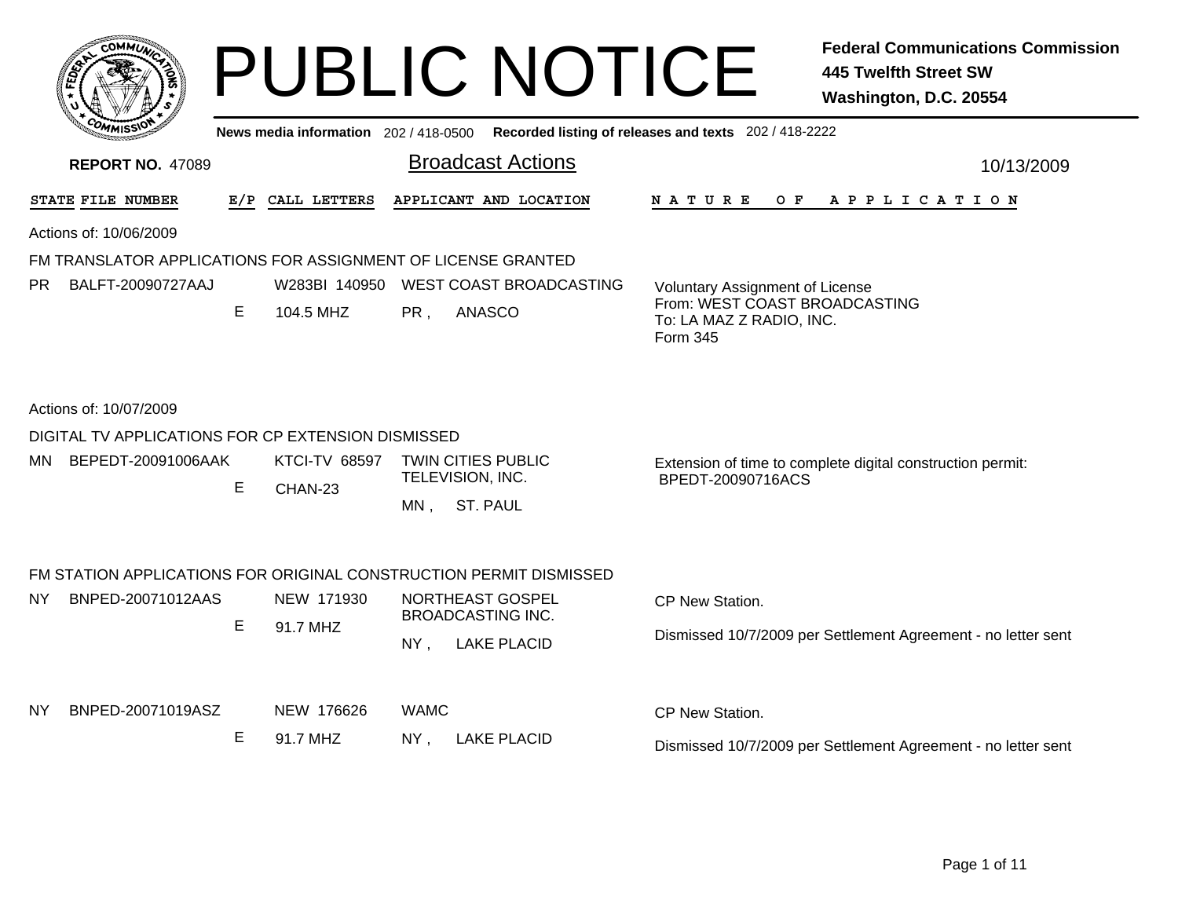# PUBLIC NOTICE

**Federal Communications Commission**
**445 Twelfth Street SW**
**Washington, D.C. 20554**

**News media information** 202 / 418-0500 **Recorded listing of releases and texts** 202 / 418-2222

**REPORT NO.** 47089

## Broadcast Actions

10/13/2009

| STATE | FILE NUMBER | E/P | CALL LETTERS | APPLICANT AND LOCATION | NATURE OF APPLICATION |
|---|---|---|---|---|---|

Actions of: 10/06/2009

### FM TRANSLATOR APPLICATIONS FOR ASSIGNMENT OF LICENSE GRANTED

| STATE | FILE NUMBER | E/P | CALL LETTERS | APPLICANT AND LOCATION | NATURE OF APPLICATION |
|---|---|---|---|---|---|
| PR | BALFT-20090727AAJ | E | W283BI 140950<br>104.5 MHZ | WEST COAST BROADCASTING<br>PR , ANASCO | Voluntary Assignment of License<br>From: WEST COAST BROADCASTING<br>To: LA MAZ Z RADIO, INC.<br>Form 345 |

Actions of: 10/07/2009

### DIGITAL TV APPLICATIONS FOR CP EXTENSION DISMISSED

| STATE | FILE NUMBER | E/P | CALL LETTERS | APPLICANT AND LOCATION | NATURE OF APPLICATION |
|---|---|---|---|---|---|
| MN | BEPEDT-20091006AAK | E | KTCI-TV 68597<br>CHAN-23 | TWIN CITIES PUBLIC TELEVISION, INC.<br>MN , ST. PAUL | Extension of time to complete digital construction permit: BPEDT-20090716ACS |

### FM STATION APPLICATIONS FOR ORIGINAL CONSTRUCTION PERMIT DISMISSED

| STATE | FILE NUMBER | E/P | CALL LETTERS | APPLICANT AND LOCATION | NATURE OF APPLICATION |
|---|---|---|---|---|---|
| NY | BNPED-20071012AAS | E | NEW 171930<br>91.7 MHZ | NORTHEAST GOSPEL BROADCASTING INC.<br>NY , LAKE PLACID | CP New Station.<br>Dismissed 10/7/2009 per Settlement Agreement - no letter sent |
| NY | BNPED-20071019ASZ | E | NEW 176626<br>91.7 MHZ | WAMC<br>NY , LAKE PLACID | CP New Station.<br>Dismissed 10/7/2009 per Settlement Agreement - no letter sent |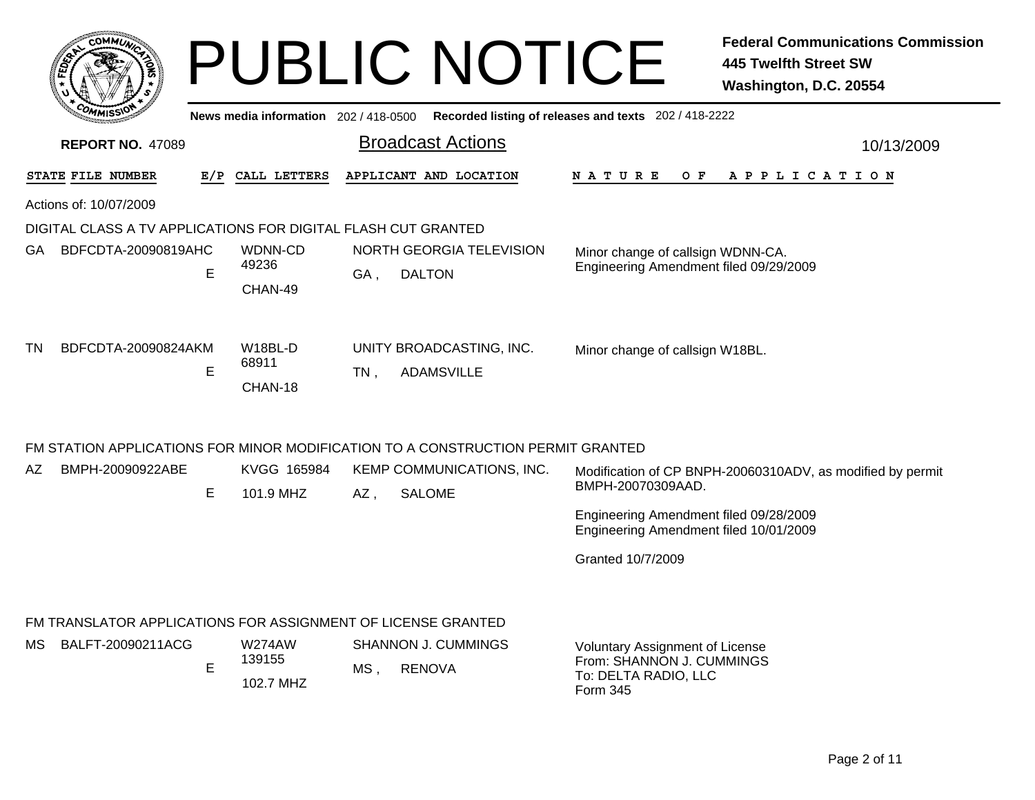# PUBLIC NOTICE

**Federal Communications Commission**
**445 Twelfth Street SW**
**Washington, D.C. 20554**

News media information 202 / 418-0500 **Recorded listing of releases and texts** 202 / 418-2222

**REPORT NO.** 47089

## Broadcast Actions

10/13/2009

| STATE | FILE NUMBER | E/P | CALL LETTERS | APPLICANT AND LOCATION | NATURE OF APPLICATION |
|---|---|---|---|---|---|

Actions of: 10/07/2009

### DIGITAL CLASS A TV APPLICATIONS FOR DIGITAL FLASH CUT GRANTED

| STATE | FILE NUMBER | E/P | CALL LETTERS | APPLICANT AND LOCATION | NATURE OF APPLICATION |
|---|---|---|---|---|---|
| GA | BDFCDTA-20090819AHC | E | WDNN-CD 49236 CHAN-49 | NORTH GEORGIA TELEVISION GA , DALTON | Minor change of callsign WDNN-CA. Engineering Amendment filed 09/29/2009 |
| TN | BDFCDTA-20090824AKM | E | W18BL-D 68911 CHAN-18 | UNITY BROADCASTING, INC. TN , ADAMSVILLE | Minor change of callsign W18BL. |

### FM STATION APPLICATIONS FOR MINOR MODIFICATION TO A CONSTRUCTION PERMIT GRANTED

| STATE | FILE NUMBER | E/P | CALL LETTERS | APPLICANT AND LOCATION | NATURE OF APPLICATION |
|---|---|---|---|---|---|
| AZ | BMPH-20090922ABE | E | KVGG 165984 101.9 MHZ | KEMP COMMUNICATIONS, INC. AZ , SALOME | Modification of CP BNPH-20060310ADV, as modified by permit BMPH-20070309AAD. Engineering Amendment filed 09/28/2009 Engineering Amendment filed 10/01/2009 Granted 10/7/2009 |

### FM TRANSLATOR APPLICATIONS FOR ASSIGNMENT OF LICENSE GRANTED

| STATE | FILE NUMBER | E/P | CALL LETTERS | APPLICANT AND LOCATION | NATURE OF APPLICATION |
|---|---|---|---|---|---|
| MS | BALFT-20090211ACG | E | W274AW 139155 102.7 MHZ | SHANNON J. CUMMINGS MS , RENOVA | Voluntary Assignment of License From: SHANNON J. CUMMINGS To: DELTA RADIO, LLC Form 345 |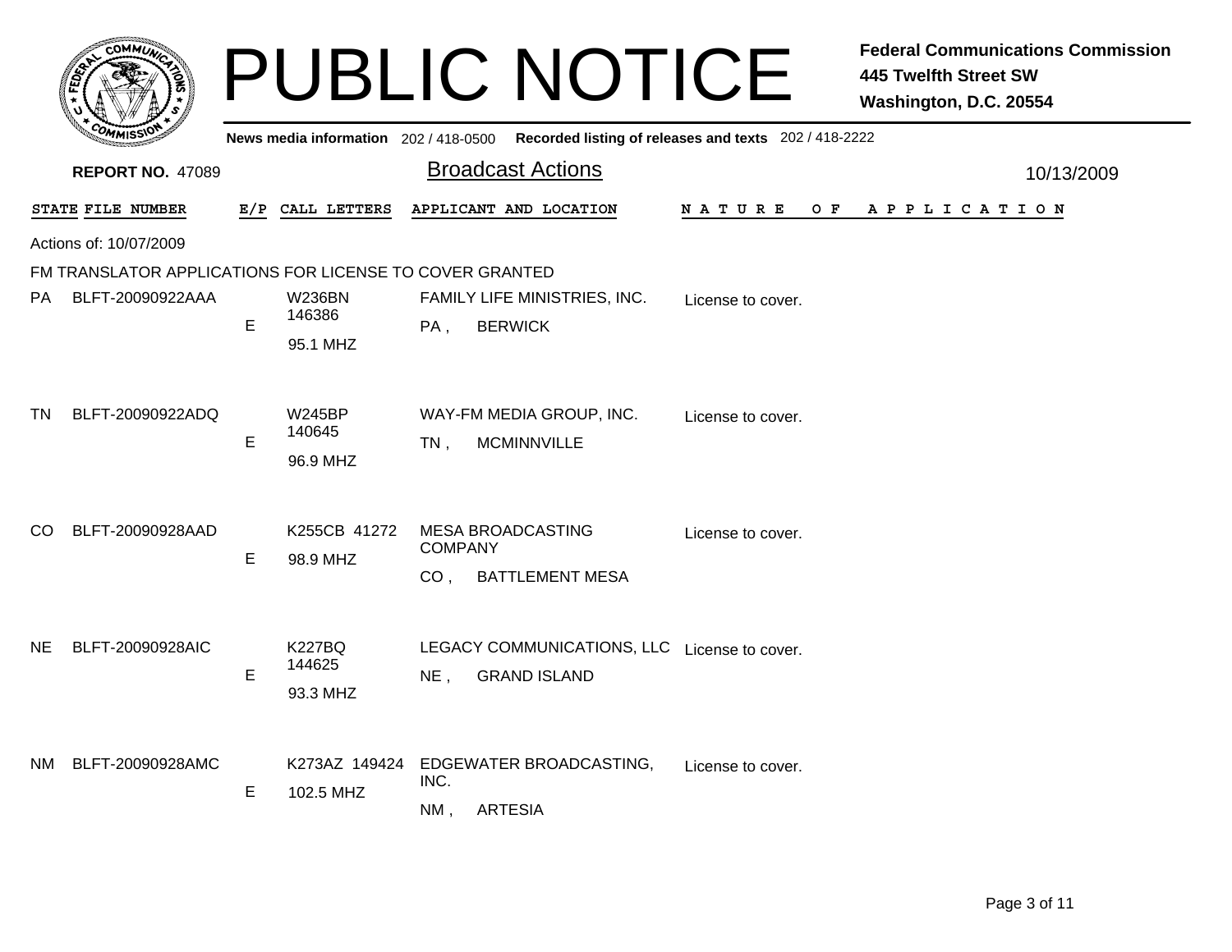# PUBLIC NOTICE

**Federal Communications Commission**
**445 Twelfth Street SW**
**Washington, D.C. 20554**

**News media information** 202 / 418-0500 **Recorded listing of releases and texts** 202 / 418-2222

**REPORT NO.** 47089

## Broadcast Actions

10/13/2009

Actions of: 10/07/2009

### FM TRANSLATOR APPLICATIONS FOR LICENSE TO COVER GRANTED

| STATE | FILE NUMBER | E/P | CALL LETTERS | APPLICANT AND LOCATION | NATURE OF APPLICATION |
|---|---|---|---|---|---|
| PA | BLFT-20090922AAA | E | W236BN 146386 95.1 MHZ | FAMILY LIFE MINISTRIES, INC. PA , BERWICK | License to cover. |
| TN | BLFT-20090922ADQ | E | W245BP 140645 96.9 MHZ | WAY-FM MEDIA GROUP, INC. TN , MCMINNVILLE | License to cover. |
| CO | BLFT-20090928AAD | E | K255CB 41272 98.9 MHZ | MESA BROADCASTING COMPANY CO , BATTLEMENT MESA | License to cover. |
| NE | BLFT-20090928AIC | E | K227BQ 144625 93.3 MHZ | LEGACY COMMUNICATIONS, LLC NE , GRAND ISLAND | License to cover. |
| NM | BLFT-20090928AMC | E | K273AZ 149424 102.5 MHZ | EDGEWATER BROADCASTING, INC. NM , ARTESIA | License to cover. |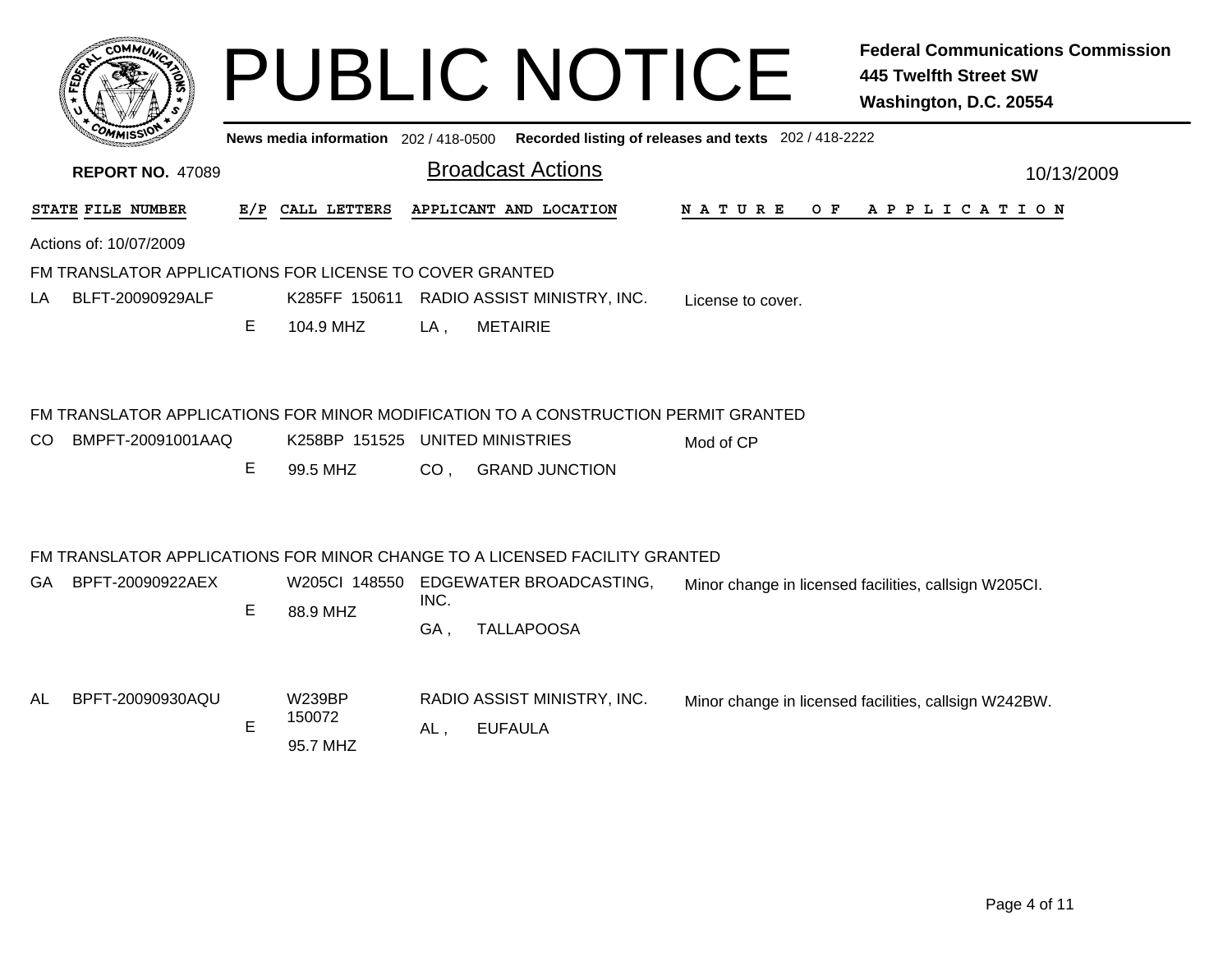# PUBLIC NOTICE

**Federal Communications Commission**
**445 Twelfth Street SW**
**Washington, D.C. 20554**

**News media information** 202 / 418-0500 **Recorded listing of releases and texts** 202 / 418-2222

**REPORT NO.** 47089

## Broadcast Actions

10/13/2009

| STATE | FILE NUMBER | E/P | CALL LETTERS | APPLICANT AND LOCATION | NATURE OF APPLICATION |
|---|---|---|---|---|---|

Actions of: 10/07/2009

### FM TRANSLATOR APPLICATIONS FOR LICENSE TO COVER GRANTED

| STATE | FILE NUMBER | E/P | CALL LETTERS | APPLICANT AND LOCATION | NATURE OF APPLICATION |
|---|---|---|---|---|---|
| LA | BLFT-20090929ALF | E | K285FF 150611<br>104.9 MHZ | RADIO ASSIST MINISTRY, INC.<br>LA , METAIRIE | License to cover. |

### FM TRANSLATOR APPLICATIONS FOR MINOR MODIFICATION TO A CONSTRUCTION PERMIT GRANTED

| STATE | FILE NUMBER | E/P | CALL LETTERS | APPLICANT AND LOCATION | NATURE OF APPLICATION |
|---|---|---|---|---|---|
| CO | BMPFT-20091001AAQ | E | K258BP 151525<br>99.5 MHZ | UNITED MINISTRIES<br>CO , GRAND JUNCTION | Mod of CP |

### FM TRANSLATOR APPLICATIONS FOR MINOR CHANGE TO A LICENSED FACILITY GRANTED

| STATE | FILE NUMBER | E/P | CALL LETTERS | APPLICANT AND LOCATION | NATURE OF APPLICATION |
|---|---|---|---|---|---|
| GA | BPFT-20090922AEX | E | W205CI 148550<br>88.9 MHZ | EDGEWATER BROADCASTING, INC.<br>GA , TALLAPOOSA | Minor change in licensed facilities, callsign W205CI. |
| AL | BPFT-20090930AQU | E | W239BP 150072<br>95.7 MHZ | RADIO ASSIST MINISTRY, INC.<br>AL , EUFAULA | Minor change in licensed facilities, callsign W242BW. |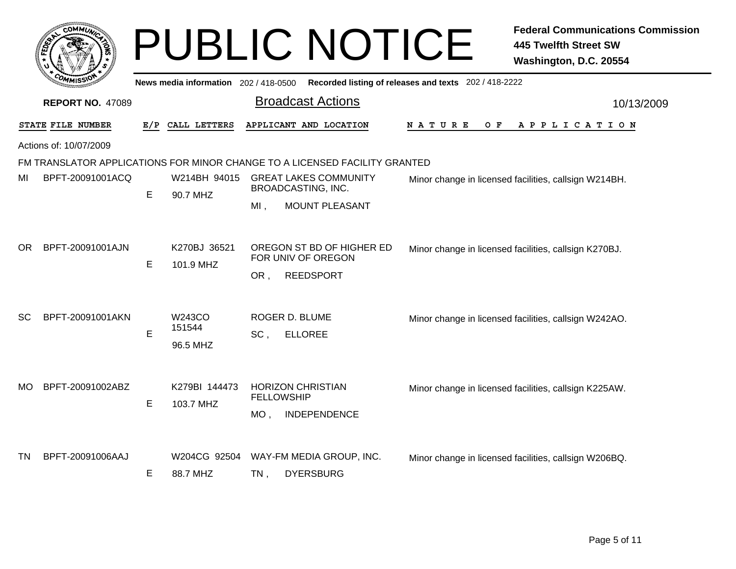# PUBLIC NOTICE

**Federal Communications Commission**
**445 Twelfth Street SW**
**Washington, D.C. 20554**

News media information 202 / 418-0500 Recorded listing of releases and texts 202 / 418-2222

**REPORT NO.** 47089

## Broadcast Actions

10/13/2009

Actions of: 10/07/2009

### FM TRANSLATOR APPLICATIONS FOR MINOR CHANGE TO A LICENSED FACILITY GRANTED

| STATE | FILE NUMBER | E/P | CALL LETTERS | APPLICANT AND LOCATION | NATURE OF APPLICATION |
|---|---|---|---|---|---|
| MI | BPFT-20091001ACQ | E | W214BH 94015 90.7 MHZ | GREAT LAKES COMMUNITY BROADCASTING, INC. MI , MOUNT PLEASANT | Minor change in licensed facilities, callsign W214BH. |
| OR | BPFT-20091001AJN | E | K270BJ 36521 101.9 MHZ | OREGON ST BD OF HIGHER ED FOR UNIV OF OREGON OR , REEDSPORT | Minor change in licensed facilities, callsign K270BJ. |
| SC | BPFT-20091001AKN | E | W243CO 151544 96.5 MHZ | ROGER D. BLUME SC , ELLOREE | Minor change in licensed facilities, callsign W242AO. |
| MO | BPFT-20091002ABZ | E | K279BI 144473 103.7 MHZ | HORIZON CHRISTIAN FELLOWSHIP MO , INDEPENDENCE | Minor change in licensed facilities, callsign K225AW. |
| TN | BPFT-20091006AAJ | E | W204CG 92504 88.7 MHZ | WAY-FM MEDIA GROUP, INC. TN , DYERSBURG | Minor change in licensed facilities, callsign W206BQ. |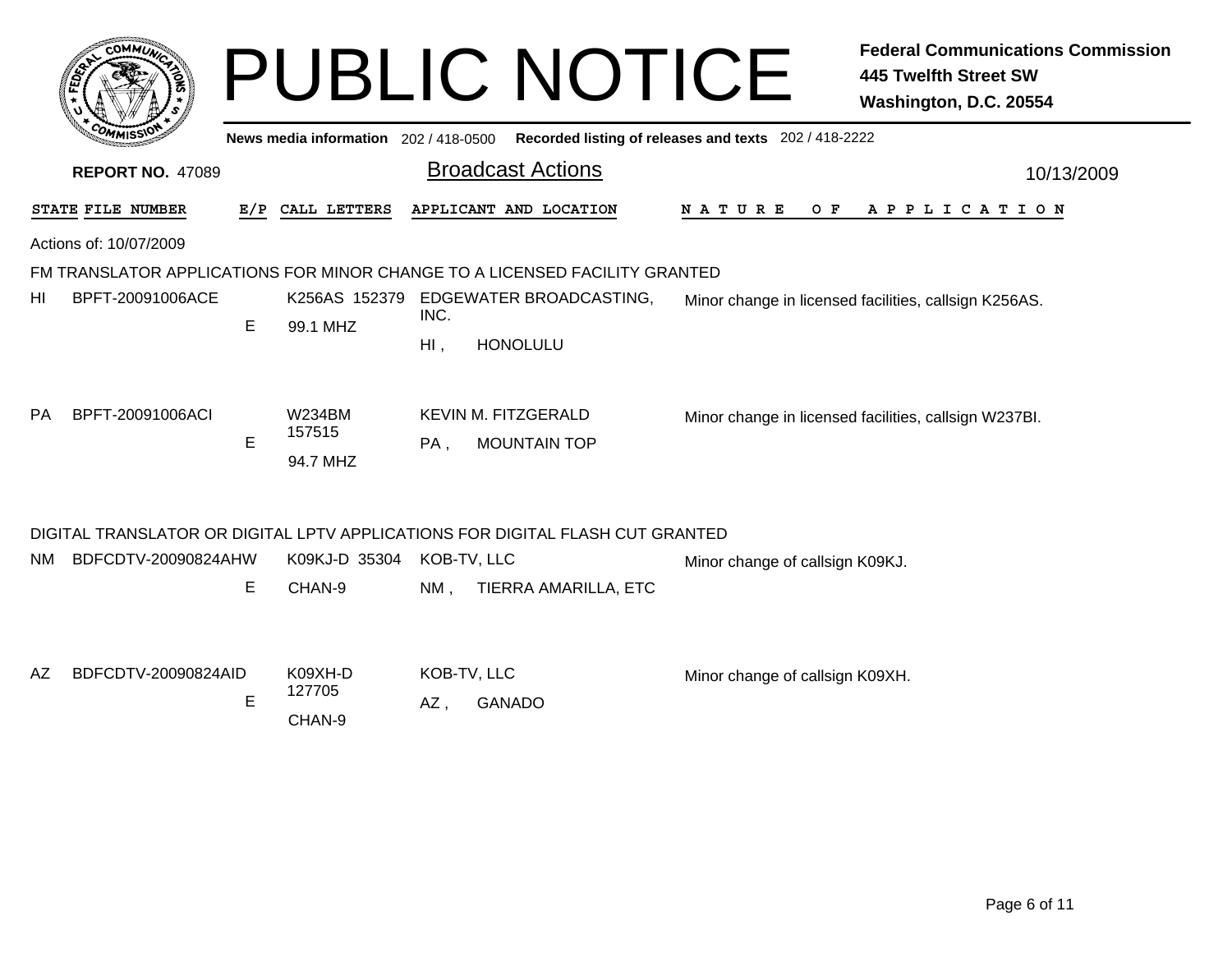# PUBLIC NOTICE

**Federal Communications Commission**
**445 Twelfth Street SW**
**Washington, D.C. 20554**

**News media information** 202 / 418-0500 **Recorded listing of releases and texts** 202 / 418-2222

**REPORT NO.** 47089

## Broadcast Actions

10/13/2009

Actions of: 10/07/2009

### FM TRANSLATOR APPLICATIONS FOR MINOR CHANGE TO A LICENSED FACILITY GRANTED

| STATE | FILE NUMBER | E/P | CALL LETTERS | APPLICANT AND LOCATION | NATURE OF APPLICATION |
|---|---|---|---|---|---|
| HI | BPFT-20091006ACE | E | K256AS 152379<br>99.1 MHZ | EDGEWATER BROADCASTING, INC.<br>HI , HONOLULU | Minor change in licensed facilities, callsign K256AS. |
| PA | BPFT-20091006ACI | E | W234BM 157515<br>94.7 MHZ | KEVIN M. FITZGERALD<br>PA , MOUNTAIN TOP | Minor change in licensed facilities, callsign W237BI. |

### DIGITAL TRANSLATOR OR DIGITAL LPTV APPLICATIONS FOR DIGITAL FLASH CUT GRANTED

| STATE | FILE NUMBER | E/P | CALL LETTERS | APPLICANT AND LOCATION | NATURE OF APPLICATION |
|---|---|---|---|---|---|
| NM | BDFCDTV-20090824AHW | E | K09KJ-D 35304<br>CHAN-9 | KOB-TV, LLC<br>NM , TIERRA AMARILLA, ETC | Minor change of callsign K09KJ. |
| AZ | BDFCDTV-20090824AID | E | K09XH-D 127705<br>CHAN-9 | KOB-TV, LLC<br>AZ , GANADO | Minor change of callsign K09XH. |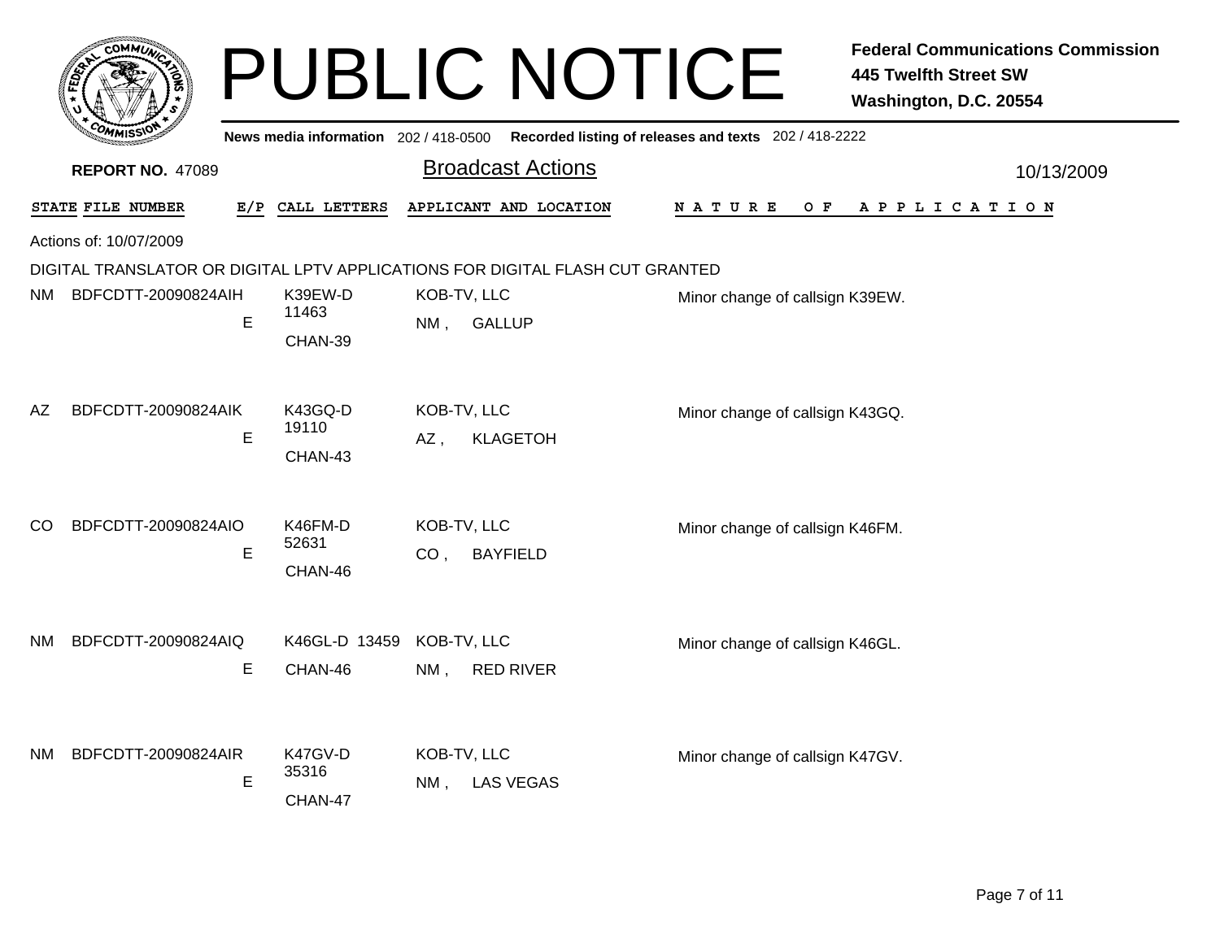# PUBLIC NOTICE

**Federal Communications Commission**
**445 Twelfth Street SW**
**Washington, D.C. 20554**

News media information 202 / 418-0500 Recorded listing of releases and texts 202 / 418-2222

**REPORT NO.** 47089

## Broadcast Actions

10/13/2009

Actions of: 10/07/2009

DIGITAL TRANSLATOR OR DIGITAL LPTV APPLICATIONS FOR DIGITAL FLASH CUT GRANTED

| STATE | FILE NUMBER | E/P | CALL LETTERS | APPLICANT AND LOCATION | NATURE OF APPLICATION |
|---|---|---|---|---|---|
| NM | BDFCDTT-20090824AIH | E | K39EW-D 11463 CHAN-39 | KOB-TV, LLC NM , GALLUP | Minor change of callsign K39EW. |
| AZ | BDFCDTT-20090824AIK | E | K43GQ-D 19110 CHAN-43 | KOB-TV, LLC AZ , KLAGETOH | Minor change of callsign K43GQ. |
| CO | BDFCDTT-20090824AIO | E | K46FM-D 52631 CHAN-46 | KOB-TV, LLC CO , BAYFIELD | Minor change of callsign K46FM. |
| NM | BDFCDTT-20090824AIQ | E | K46GL-D 13459 CHAN-46 | KOB-TV, LLC NM , RED RIVER | Minor change of callsign K46GL. |
| NM | BDFCDTT-20090824AIR | E | K47GV-D 35316 CHAN-47 | KOB-TV, LLC NM , LAS VEGAS | Minor change of callsign K47GV. |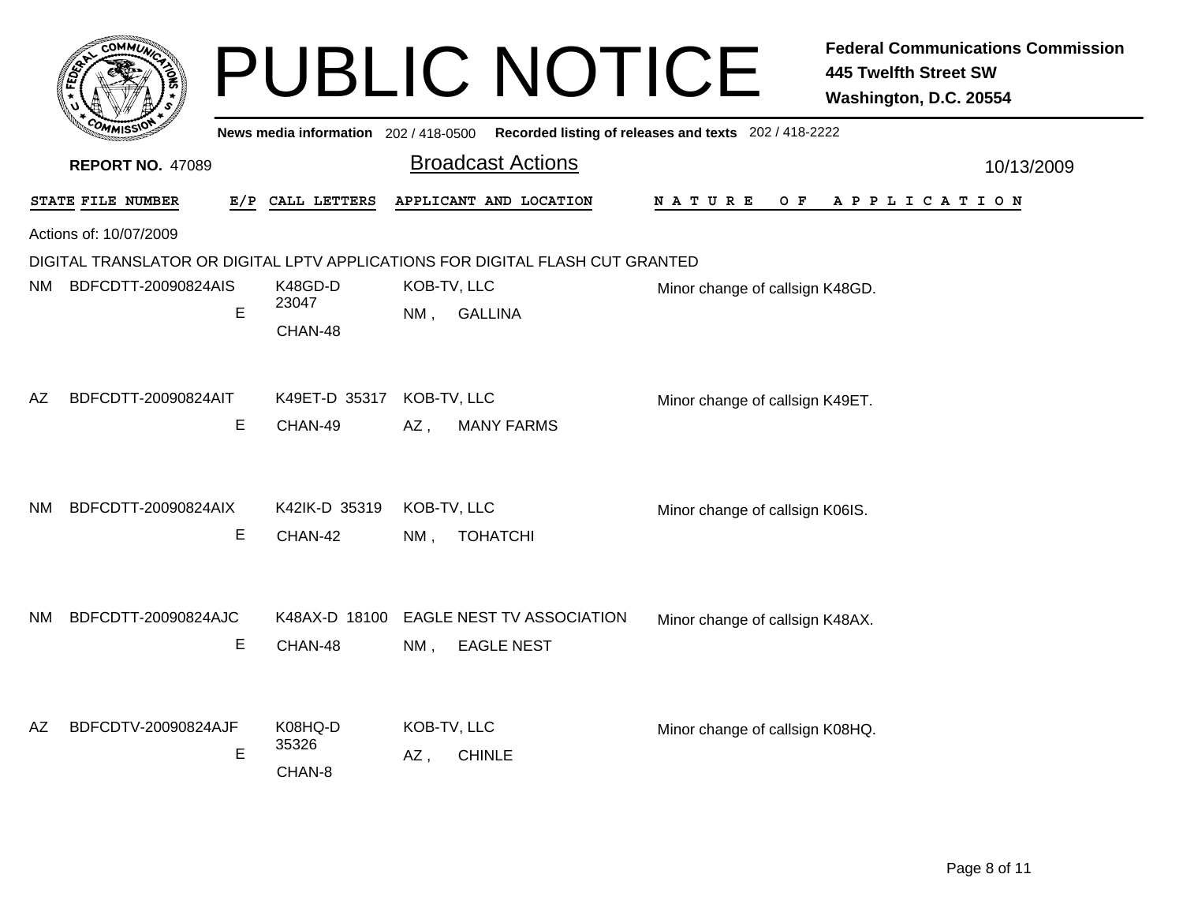# PUBLIC NOTICE

**Federal Communications Commission**
**445 Twelfth Street SW**
**Washington, D.C. 20554**

News media information 202 / 418-0500 Recorded listing of releases and texts 202 / 418-2222

**REPORT NO.** 47089

## Broadcast Actions

10/13/2009

Actions of: 10/07/2009

DIGITAL TRANSLATOR OR DIGITAL LPTV APPLICATIONS FOR DIGITAL FLASH CUT GRANTED

| STATE | FILE NUMBER | E/P | CALL LETTERS | APPLICANT AND LOCATION | NATURE OF APPLICATION |
|---|---|---|---|---|---|
| NM | BDFCDTT-20090824AIS | E | K48GD-D 23047 CHAN-48 | KOB-TV, LLC NM , GALLINA | Minor change of callsign K48GD. |
| AZ | BDFCDTT-20090824AIT | E | K49ET-D 35317 CHAN-49 | KOB-TV, LLC AZ , MANY FARMS | Minor change of callsign K49ET. |
| NM | BDFCDTT-20090824AIX | E | K42IK-D 35319 CHAN-42 | KOB-TV, LLC NM , TOHATCHI | Minor change of callsign K06IS. |
| NM | BDFCDTT-20090824AJC | E | K48AX-D 18100 CHAN-48 | EAGLE NEST TV ASSOCIATION NM , EAGLE NEST | Minor change of callsign K48AX. |
| AZ | BDFCDTV-20090824AJF | E | K08HQ-D 35326 CHAN-8 | KOB-TV, LLC AZ , CHINLE | Minor change of callsign K08HQ. |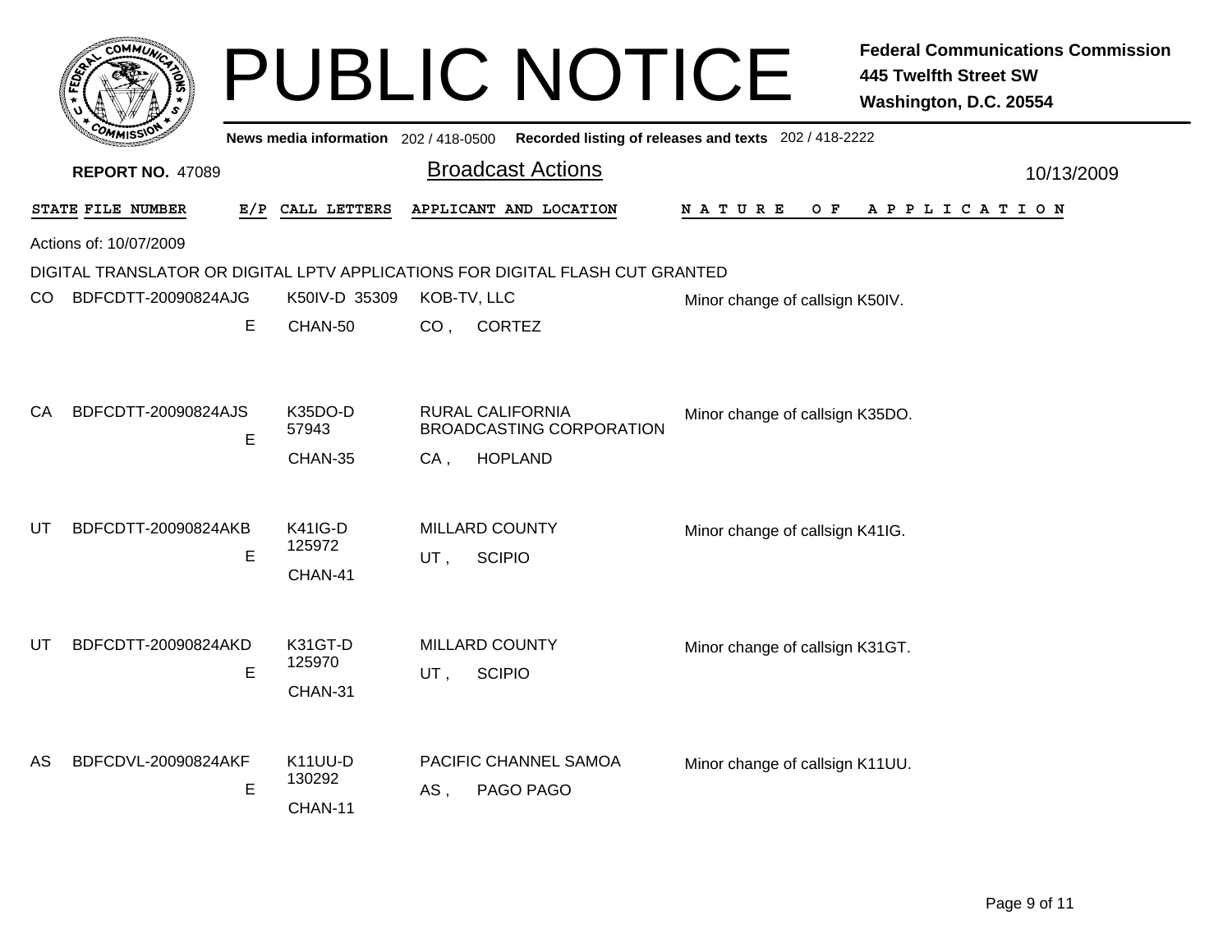# PUBLIC NOTICE

**Federal Communications Commission**
**445 Twelfth Street SW**
**Washington, D.C. 20554**

News media information 202 / 418-0500 Recorded listing of releases and texts 202 / 418-2222

**REPORT NO.** 47089

## Broadcast Actions

10/13/2009

Actions of: 10/07/2009

DIGITAL TRANSLATOR OR DIGITAL LPTV APPLICATIONS FOR DIGITAL FLASH CUT GRANTED

| STATE | FILE NUMBER | E/P | CALL LETTERS | APPLICANT AND LOCATION | NATURE OF APPLICATION |
|---|---|---|---|---|---|
| CO | BDFCDTT-20090824AJG | E | K50IV-D 35309 CHAN-50 | KOB-TV, LLC CO , CORTEZ | Minor change of callsign K50IV. |
| CA | BDFCDTT-20090824AJS | E | K35DO-D 57943 CHAN-35 | RURAL CALIFORNIA BROADCASTING CORPORATION CA , HOPLAND | Minor change of callsign K35DO. |
| UT | BDFCDTT-20090824AKB | E | K41IG-D 125972 CHAN-41 | MILLARD COUNTY UT , SCIPIO | Minor change of callsign K41IG. |
| UT | BDFCDTT-20090824AKD | E | K31GT-D 125970 CHAN-31 | MILLARD COUNTY UT , SCIPIO | Minor change of callsign K31GT. |
| AS | BDFCDVL-20090824AKF | E | K11UU-D 130292 CHAN-11 | PACIFIC CHANNEL SAMOA AS , PAGO PAGO | Minor change of callsign K11UU. |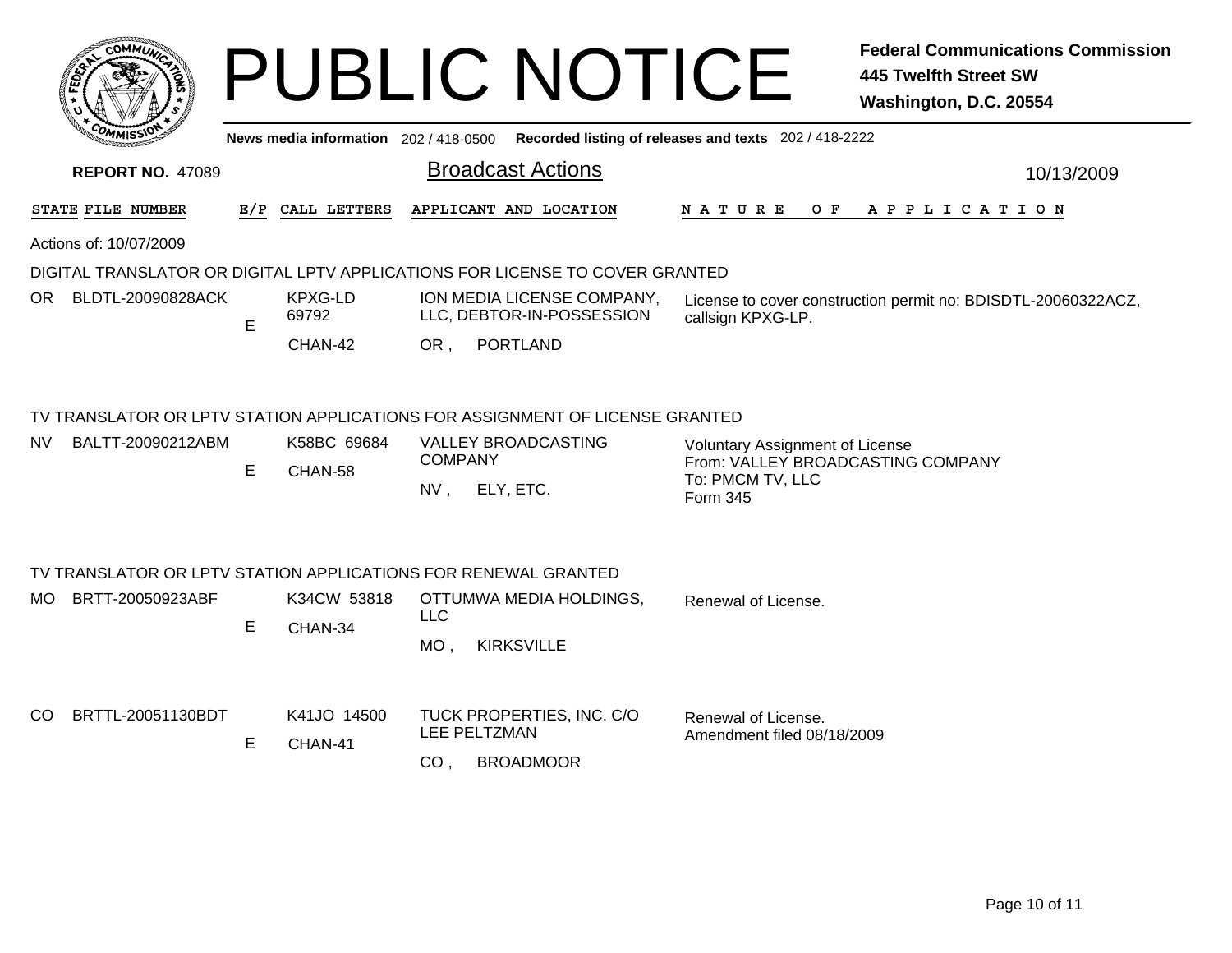# PUBLIC NOTICE

**Federal Communications Commission**
**445 Twelfth Street SW**
**Washington, D.C. 20554**

News media information 202 / 418-0500   Recorded listing of releases and texts 202 / 418-2222

**REPORT NO.** 47089

## Broadcast Actions

10/13/2009

| STATE | FILE NUMBER | E/P | CALL LETTERS | APPLICANT AND LOCATION | NATURE OF APPLICATION |
|---|---|---|---|---|---|

Actions of: 10/07/2009

### DIGITAL TRANSLATOR OR DIGITAL LPTV APPLICATIONS FOR LICENSE TO COVER GRANTED

| STATE | FILE NUMBER | E/P | CALL LETTERS | APPLICANT AND LOCATION | NATURE OF APPLICATION |
|---|---|---|---|---|---|
| OR | BLDTL-20090828ACK | E | KPXG-LD 69792 CHAN-42 | ION MEDIA LICENSE COMPANY, LLC, DEBTOR-IN-POSSESSION OR , PORTLAND | License to cover construction permit no: BDISDTL-20060322ACZ, callsign KPXG-LP. |

### TV TRANSLATOR OR LPTV STATION APPLICATIONS FOR ASSIGNMENT OF LICENSE GRANTED

| STATE | FILE NUMBER | E/P | CALL LETTERS | APPLICANT AND LOCATION | NATURE OF APPLICATION |
|---|---|---|---|---|---|
| NV | BALTT-20090212ABM | E | K58BC 69684 CHAN-58 | VALLEY BROADCASTING COMPANY NV , ELY, ETC. | Voluntary Assignment of License From: VALLEY BROADCASTING COMPANY To: PMCM TV, LLC Form 345 |

### TV TRANSLATOR OR LPTV STATION APPLICATIONS FOR RENEWAL GRANTED

| STATE | FILE NUMBER | E/P | CALL LETTERS | APPLICANT AND LOCATION | NATURE OF APPLICATION |
|---|---|---|---|---|---|
| MO | BRTT-20050923ABF | E | K34CW 53818 CHAN-34 | OTTUMWA MEDIA HOLDINGS, LLC MO , KIRKSVILLE | Renewal of License. |
| CO | BRTTL-20051130BDT | E | K41JO 14500 CHAN-41 | TUCK PROPERTIES, INC. C/O LEE PELTZMAN CO , BROADMOOR | Renewal of License. Amendment filed 08/18/2009 |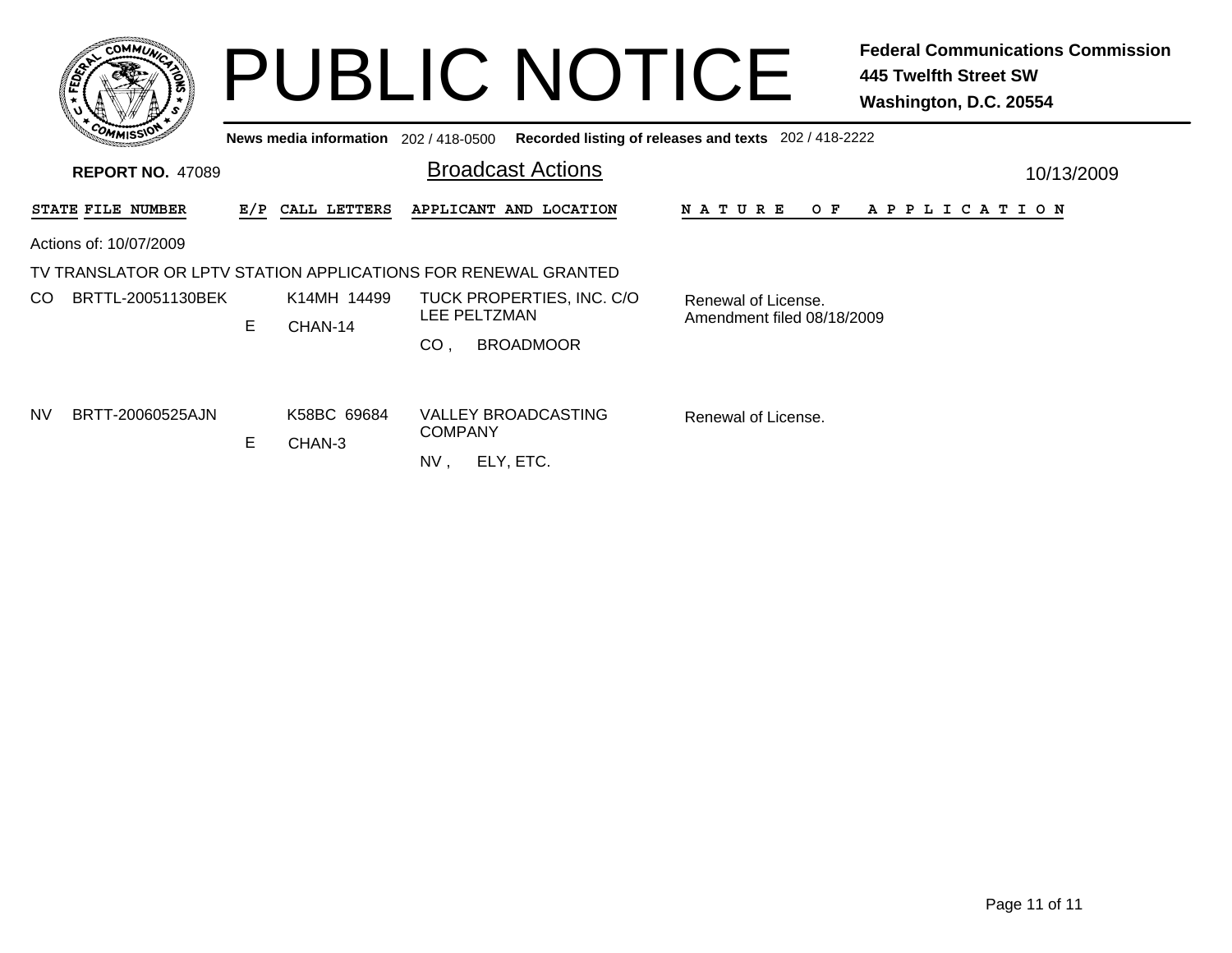# PUBLIC NOTICE

**Federal Communications Commission**
**445 Twelfth Street SW**
**Washington, D.C. 20554**

**News media information** 202 / 418-0500 **Recorded listing of releases and texts** 202 / 418-2222

**REPORT NO.** 47089

## Broadcast Actions

10/13/2009

| STATE | FILE NUMBER | E/P | CALL LETTERS | APPLICANT AND LOCATION | NATURE OF APPLICATION |
|---|---|---|---|---|---|

Actions of: 10/07/2009

TV TRANSLATOR OR LPTV STATION APPLICATIONS FOR RENEWAL GRANTED

| STATE | FILE NUMBER | E/P | CALL LETTERS | APPLICANT AND LOCATION | NATURE OF APPLICATION |
|---|---|---|---|---|---|
| CO | BRTTL-20051130BEK | E | K14MH 14499 CHAN-14 | TUCK PROPERTIES, INC. C/O LEE PELTZMAN CO , BROADMOOR | Renewal of License. Amendment filed 08/18/2009 |
| NV | BRTT-20060525AJN | E | K58BC 69684 CHAN-3 | VALLEY BROADCASTING COMPANY NV , ELY, ETC. | Renewal of License. |